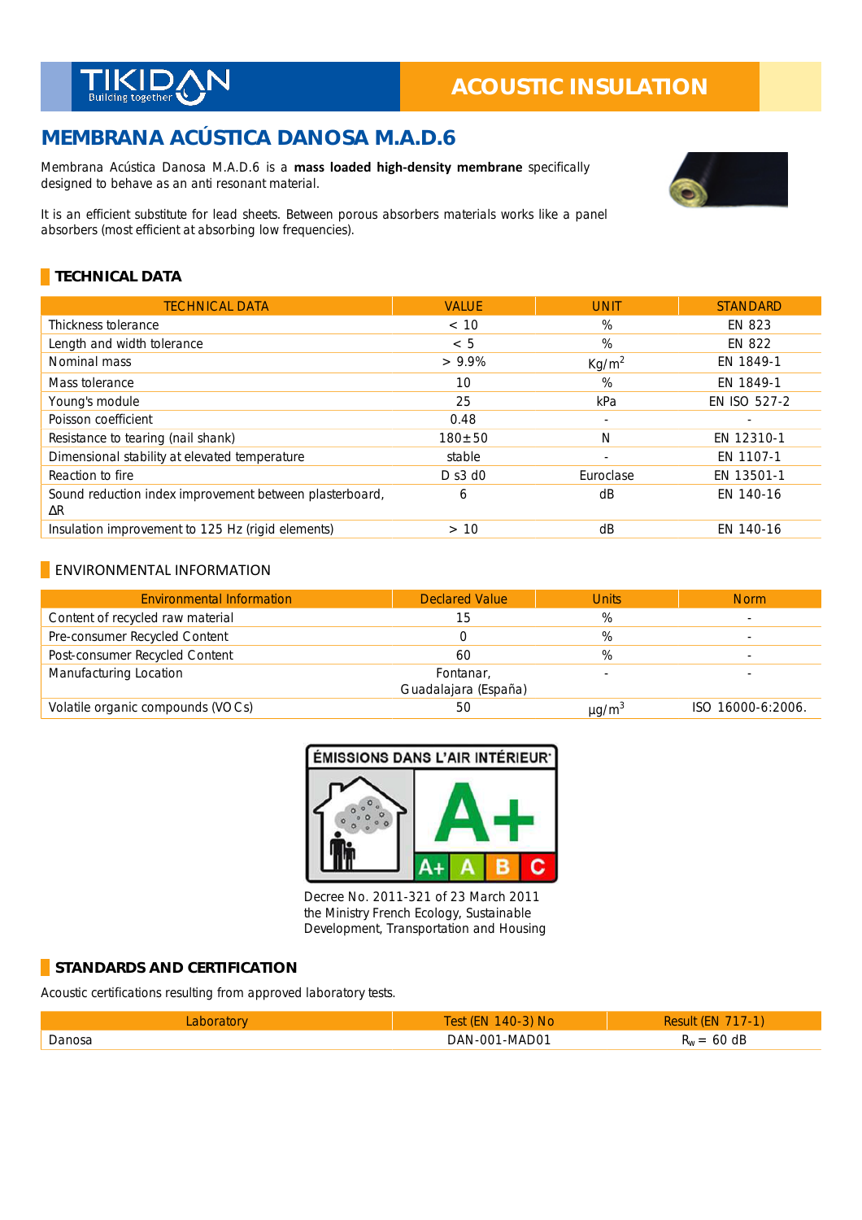# MEMBRANA ACÚSTICA DANOSA M.A.D.6

Membrana Acústica Danosa M.A.D.6 is a **mass loaded high-density membrane** specifically designed to behave as an anti resonant material.

It is an efficient substitute for lead sheets. Between porous absorbers materials works like a panel absorbers (most efficient at absorbing low frequencies).

## TECHNICAL DATA

| TECHNICAL DATA | VALUE | UNIT | STANDARD |
|---|---|---|---|
| Thickness tolerance | < 10 | % | EN 823 |
| Length and width tolerance | < 5 | % | EN 822 |
| Nominal mass | > 9.9% | $Kg/m^2$ | EN 1849-1 |
| Mass tolerance | 10 | % | EN 1849-1 |
| Young's module | 25 | kPa | EN ISO 527-2 |
| Poisson coefficient | 0.48 | - | - |
| Resistance to tearing (nail shank) | 180±50 | N | EN 12310-1 |
| Dimensional stability at elevated temperature | stable | - | EN 1107-1 |
| Reaction to fire | D s3 d0 | Euroclase | EN 13501-1 |
| Sound reduction index improvement between plasterboard, ΔR | 6 | dB | EN 140-16 |
| Insulation improvement to 125 Hz (rigid elements) | > 10 | dB | EN 140-16 |

## ENVIRONMENTAL INFORMATION

| Environmental Information | Declared Value | Units | Norm |
|---|---|---|---|
| Content of recycled raw material | 15 | % | - |
| Pre-consumer Recycled Content | 0 | % | - |
| Post-consumer Recycled Content | 60 | % | - |
| Manufacturing Location | Fontanar, Guadalajara (España) | - | - |
| Volatile organic compounds (VOCs) | 50 | $\mu g/m^3$ | ISO 16000-6:2006. |

Decree No. 2011-321 of 23 March 2011 the Ministry French Ecology, Sustainable Development, Transportation and Housing

## STANDARDS AND CERTIFICATION

Acoustic certifications resulting from approved laboratory tests.

| Laboratory | Test (EN 140-3) No | Result (EN 717-1) |
|---|---|---|
| Danosa | DAN-001-MAD01 | $R_w$ = 60 dB |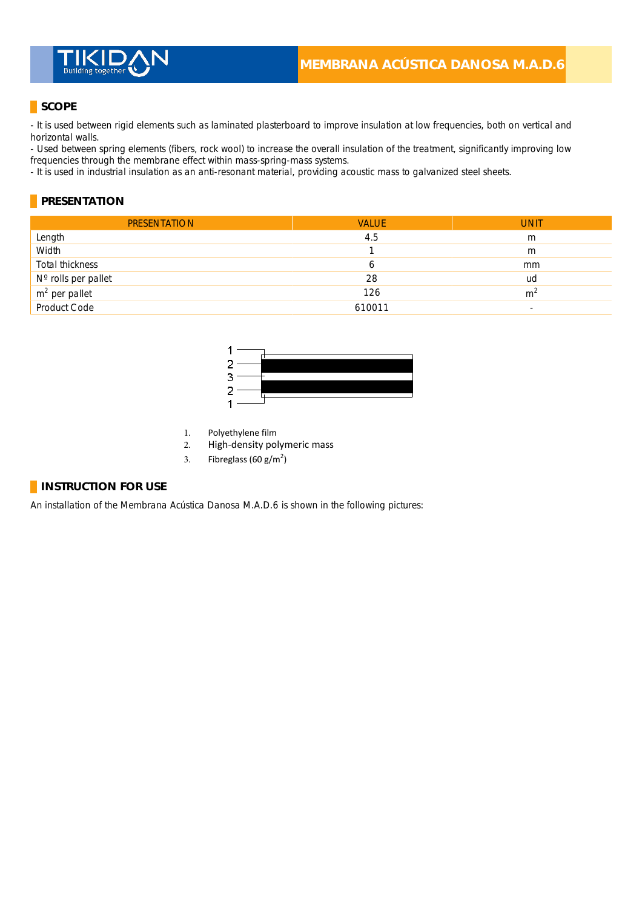# MEMBRANA ACÚSTICA DANOSA M.A.D.6

## SCOPE

- It is used between rigid elements such as laminated plasterboard to improve insulation at low frequencies, both on vertical and horizontal walls.
- Used between spring elements (fibers, rock wool) to increase the overall insulation of the treatment, significantly improving low frequencies through the membrane effect within mass-spring-mass systems.
- It is used in industrial insulation as an anti-resonant material, providing acoustic mass to galvanized steel sheets.

## PRESENTATION

| PRESENTATION | VALUE | UNIT |
|---|---|---|
| Length | 4.5 | m |
| Width | 1 | m |
| Total thickness | 6 | mm |
| Nº rolls per pallet | 28 | ud |
| $m^2$ per pallet | 126 | $m^2$ |
| Product Code | 610011 | - |

1. Polyethylene film
2. High-density polymeric mass
3. Fibreglass (60 g/$m^2$)

## INSTRUCTION FOR USE

An installation of the Membrana Acústica Danosa M.A.D.6 is shown in the following pictures: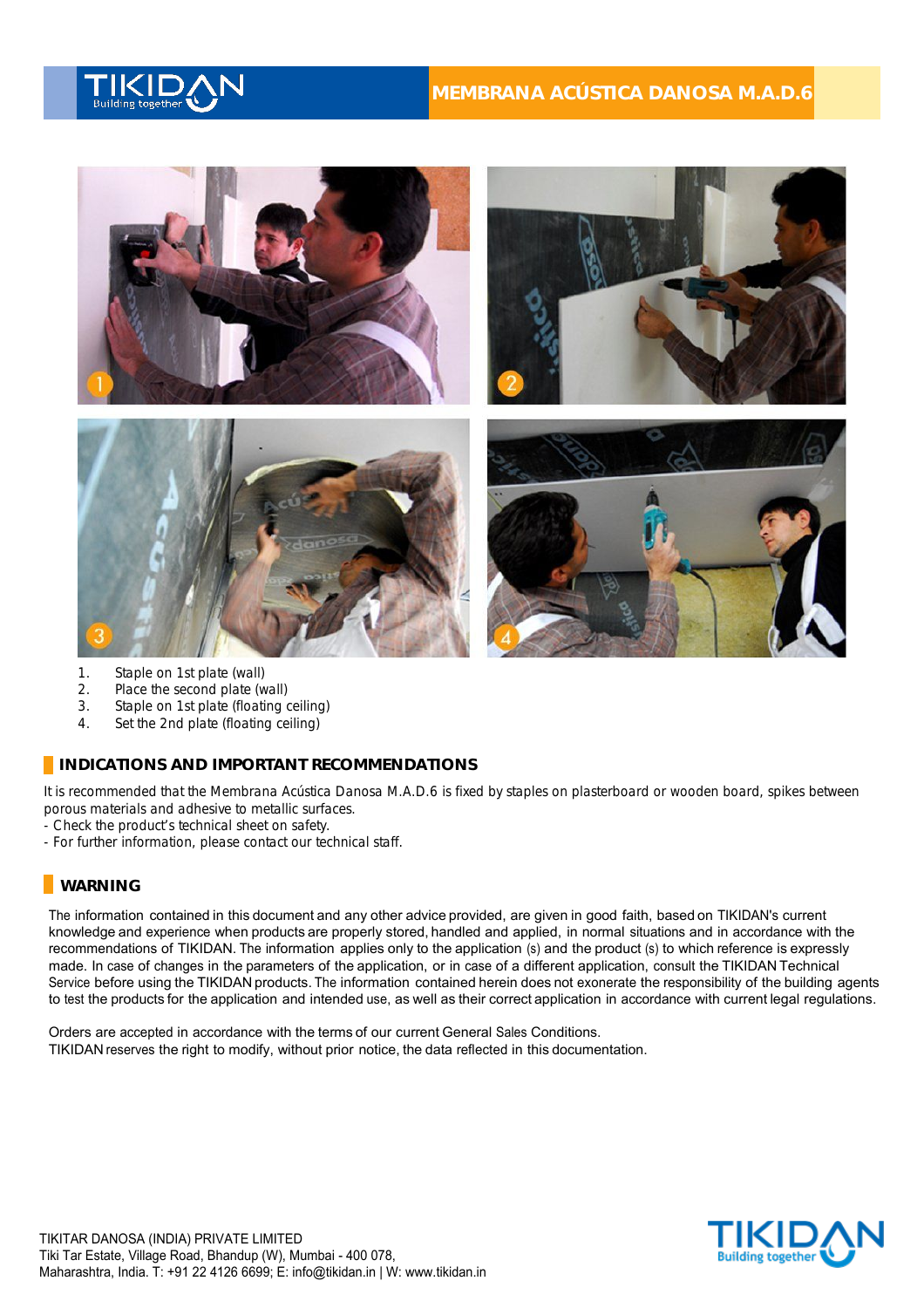# MEMBRANA ACÚSTICA DANOSA M.A.D.6

1. Staple on 1st plate (wall)
2. Place the second plate (wall)
3. Staple on 1st plate (floating ceiling)
4. Set the 2nd plate (floating ceiling)

## INDICATIONS AND IMPORTANT RECOMMENDATIONS

It is recommended that the Membrana Acústica Danosa M.A.D.6 is fixed by staples on plasterboard or wooden board, spikes between porous materials and adhesive to metallic surfaces.

- Check the product's technical sheet on safety.
- For further information, please contact our technical staff.

## WARNING

The information contained in this document and any other advice provided, are given in good faith, based on TIKIDAN's current knowledge and experience when products are properly stored, handled and applied, in normal situations and in accordance with the recommendations of TIKIDAN. The information applies only to the application (s) and the product (s) to which reference is expressly made. In case of changes in the parameters of the application, or in case of a different application, consult the TIKIDAN Technical Service before using the TIKIDAN products. The information contained herein does not exonerate the responsibility of the building agents to test the products for the application and intended use, as well as their correct application in accordance with current legal regulations.

Orders are accepted in accordance with the terms of our current General Sales Conditions.
TIKIDAN reserves the right to modify, without prior notice, the data reflected in this documentation.

TIKITAR DANOSA (INDIA) PRIVATE LIMITED
Tiki Tar Estate, Village Road, Bhandup (W), Mumbai - 400 078,
Maharashtra, India. T: +91 22 4126 6699; E: info@tikidan.in | W: www.tikidan.in